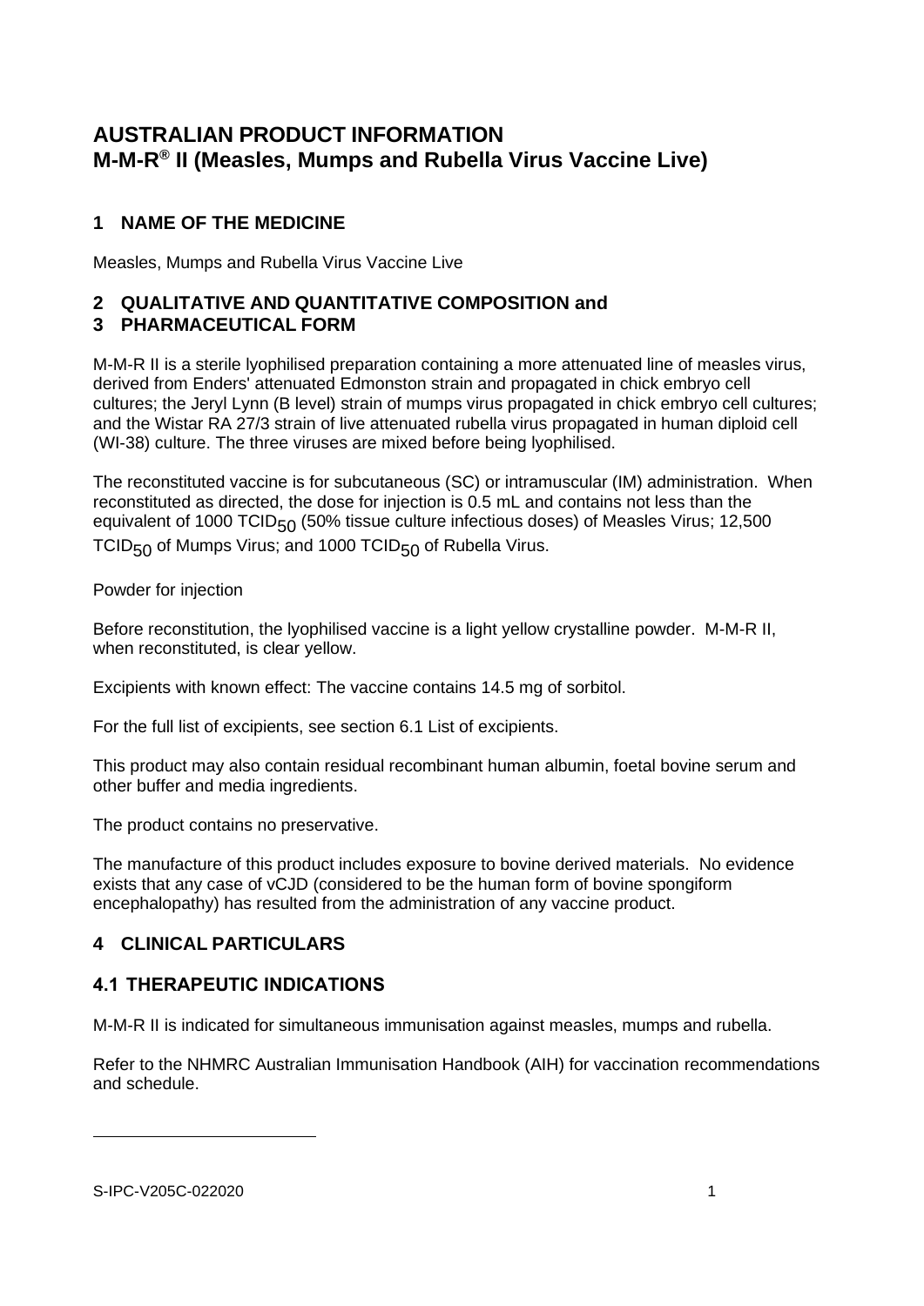# AUSTRALIAN PRODUCT INFORMATION
# M-M-R® II (Measles, Mumps and Rubella Virus Vaccine Live)

## 1 NAME OF THE MEDICINE

Measles, Mumps and Rubella Virus Vaccine Live

## 2 QUALITATIVE AND QUANTITATIVE COMPOSITION and
## 3 PHARMACEUTICAL FORM

M-M-R II is a sterile lyophilised preparation containing a more attenuated line of measles virus, derived from Enders' attenuated Edmonston strain and propagated in chick embryo cell cultures; the Jeryl Lynn (B level) strain of mumps virus propagated in chick embryo cell cultures; and the Wistar RA 27/3 strain of live attenuated rubella virus propagated in human diploid cell (WI-38) culture. The three viruses are mixed before being lyophilised.

The reconstituted vaccine is for subcutaneous (SC) or intramuscular (IM) administration. When reconstituted as directed, the dose for injection is 0.5 mL and contains not less than the equivalent of 1000 $TCID_{50}$ (50% tissue culture infectious doses) of Measles Virus; 12,500 $TCID_{50}$ of Mumps Virus; and 1000 $TCID_{50}$ of Rubella Virus.

Powder for injection

Before reconstitution, the lyophilised vaccine is a light yellow crystalline powder. M-M-R II, when reconstituted, is clear yellow.

Excipients with known effect: The vaccine contains 14.5 mg of sorbitol.

For the full list of excipients, see section 6.1 List of excipients.

This product may also contain residual recombinant human albumin, foetal bovine serum and other buffer and media ingredients.

The product contains no preservative.

The manufacture of this product includes exposure to bovine derived materials. No evidence exists that any case of vCJD (considered to be the human form of bovine spongiform encephalopathy) has resulted from the administration of any vaccine product.

## 4 CLINICAL PARTICULARS

### 4.1 THERAPEUTIC INDICATIONS

M-M-R II is indicated for simultaneous immunisation against measles, mumps and rubella.

Refer to the NHMRC Australian Immunisation Handbook (AIH) for vaccination recommendations and schedule.

S-IPC-V205C-022020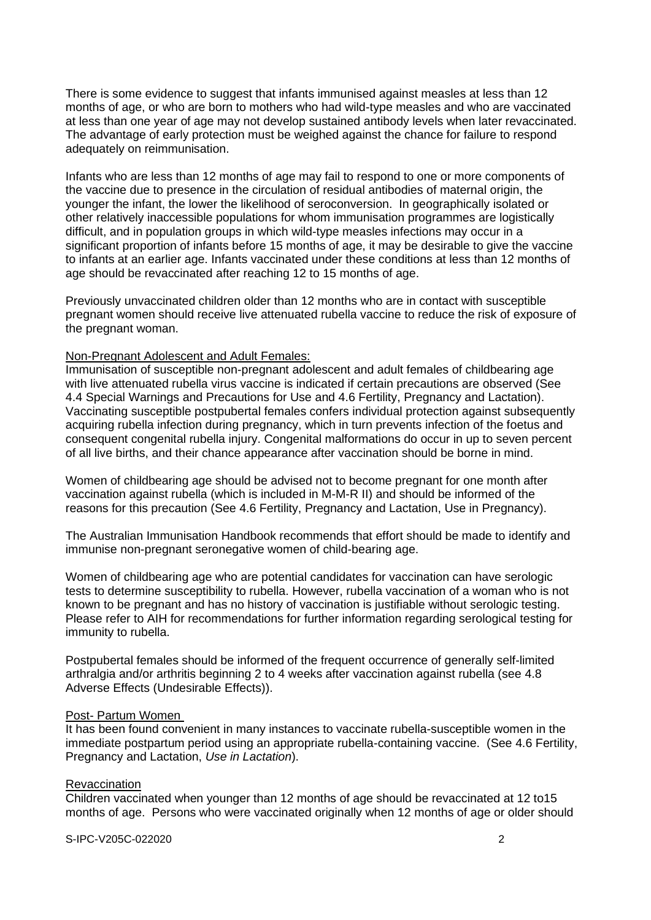There is some evidence to suggest that infants immunised against measles at less than 12 months of age, or who are born to mothers who had wild-type measles and who are vaccinated at less than one year of age may not develop sustained antibody levels when later revaccinated. The advantage of early protection must be weighed against the chance for failure to respond adequately on reimmunisation.

Infants who are less than 12 months of age may fail to respond to one or more components of the vaccine due to presence in the circulation of residual antibodies of maternal origin, the younger the infant, the lower the likelihood of seroconversion. In geographically isolated or other relatively inaccessible populations for whom immunisation programmes are logistically difficult, and in population groups in which wild-type measles infections may occur in a significant proportion of infants before 15 months of age, it may be desirable to give the vaccine to infants at an earlier age. Infants vaccinated under these conditions at less than 12 months of age should be revaccinated after reaching 12 to 15 months of age.

Previously unvaccinated children older than 12 months who are in contact with susceptible pregnant women should receive live attenuated rubella vaccine to reduce the risk of exposure of the pregnant woman.

Non-Pregnant Adolescent and Adult Females:

Immunisation of susceptible non-pregnant adolescent and adult females of childbearing age with live attenuated rubella virus vaccine is indicated if certain precautions are observed (See 4.4 Special Warnings and Precautions for Use and 4.6 Fertility, Pregnancy and Lactation). Vaccinating susceptible postpubertal females confers individual protection against subsequently acquiring rubella infection during pregnancy, which in turn prevents infection of the foetus and consequent congenital rubella injury. Congenital malformations do occur in up to seven percent of all live births, and their chance appearance after vaccination should be borne in mind.

Women of childbearing age should be advised not to become pregnant for one month after vaccination against rubella (which is included in M-M-R II) and should be informed of the reasons for this precaution (See 4.6 Fertility, Pregnancy and Lactation, Use in Pregnancy).

The Australian Immunisation Handbook recommends that effort should be made to identify and immunise non-pregnant seronegative women of child-bearing age.

Women of childbearing age who are potential candidates for vaccination can have serologic tests to determine susceptibility to rubella. However, rubella vaccination of a woman who is not known to be pregnant and has no history of vaccination is justifiable without serologic testing. Please refer to AIH for recommendations for further information regarding serological testing for immunity to rubella.

Postpubertal females should be informed of the frequent occurrence of generally self-limited arthralgia and/or arthritis beginning 2 to 4 weeks after vaccination against rubella (see 4.8 Adverse Effects (Undesirable Effects)).

Post- Partum Women

It has been found convenient in many instances to vaccinate rubella-susceptible women in the immediate postpartum period using an appropriate rubella-containing vaccine. (See 4.6 Fertility, Pregnancy and Lactation, *Use in Lactation*).

Revaccination

Children vaccinated when younger than 12 months of age should be revaccinated at 12 to15 months of age. Persons who were vaccinated originally when 12 months of age or older should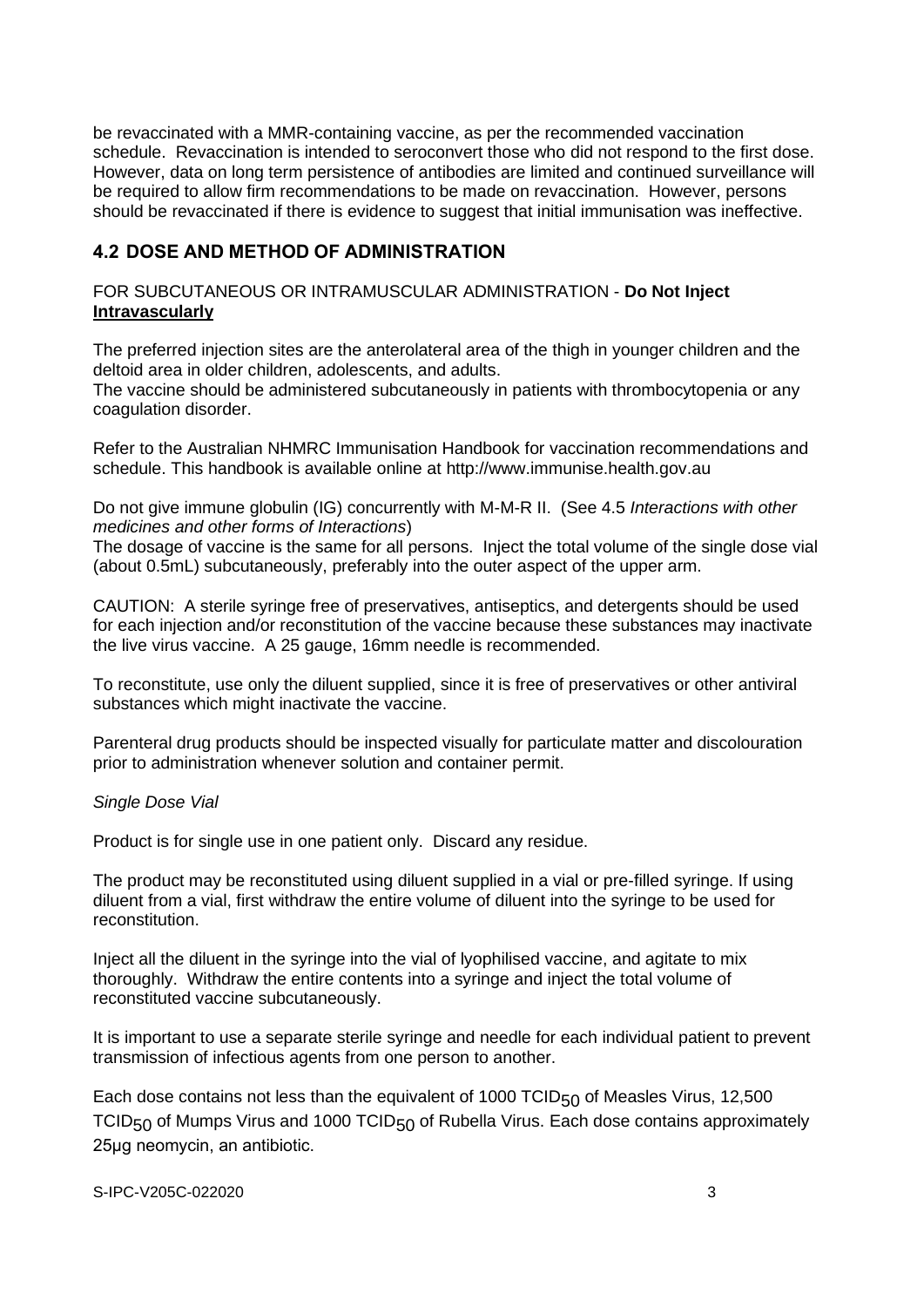be revaccinated with a MMR-containing vaccine, as per the recommended vaccination schedule. Revaccination is intended to seroconvert those who did not respond to the first dose. However, data on long term persistence of antibodies are limited and continued surveillance will be required to allow firm recommendations to be made on revaccination. However, persons should be revaccinated if there is evidence to suggest that initial immunisation was ineffective.

## 4.2 DOSE AND METHOD OF ADMINISTRATION

FOR SUBCUTANEOUS OR INTRAMUSCULAR ADMINISTRATION - **Do Not Inject <u>Intravascularly</u>**

The preferred injection sites are the anterolateral area of the thigh in younger children and the deltoid area in older children, adolescents, and adults.
The vaccine should be administered subcutaneously in patients with thrombocytopenia or any coagulation disorder.

Refer to the Australian NHMRC Immunisation Handbook for vaccination recommendations and schedule. This handbook is available online at http://www.immunise.health.gov.au

Do not give immune globulin (IG) concurrently with M-M-R II. (See 4.5 *Interactions with other medicines and other forms of Interactions*)
The dosage of vaccine is the same for all persons. Inject the total volume of the single dose vial (about 0.5mL) subcutaneously, preferably into the outer aspect of the upper arm.

CAUTION: A sterile syringe free of preservatives, antiseptics, and detergents should be used for each injection and/or reconstitution of the vaccine because these substances may inactivate the live virus vaccine. A 25 gauge, 16mm needle is recommended.

To reconstitute, use only the diluent supplied, since it is free of preservatives or other antiviral substances which might inactivate the vaccine.

Parenteral drug products should be inspected visually for particulate matter and discolouration prior to administration whenever solution and container permit.

*Single Dose Vial*

Product is for single use in one patient only. Discard any residue.

The product may be reconstituted using diluent supplied in a vial or pre-filled syringe. If using diluent from a vial, first withdraw the entire volume of diluent into the syringe to be used for reconstitution.

Inject all the diluent in the syringe into the vial of lyophilised vaccine, and agitate to mix thoroughly. Withdraw the entire contents into a syringe and inject the total volume of reconstituted vaccine subcutaneously.

It is important to use a separate sterile syringe and needle for each individual patient to prevent transmission of infectious agents from one person to another.

Each dose contains not less than the equivalent of 1000 $TCID_{50}$ of Measles Virus, 12,500 $TCID_{50}$ of Mumps Virus and 1000 $TCID_{50}$ of Rubella Virus. Each dose contains approximately 25µg neomycin, an antibiotic.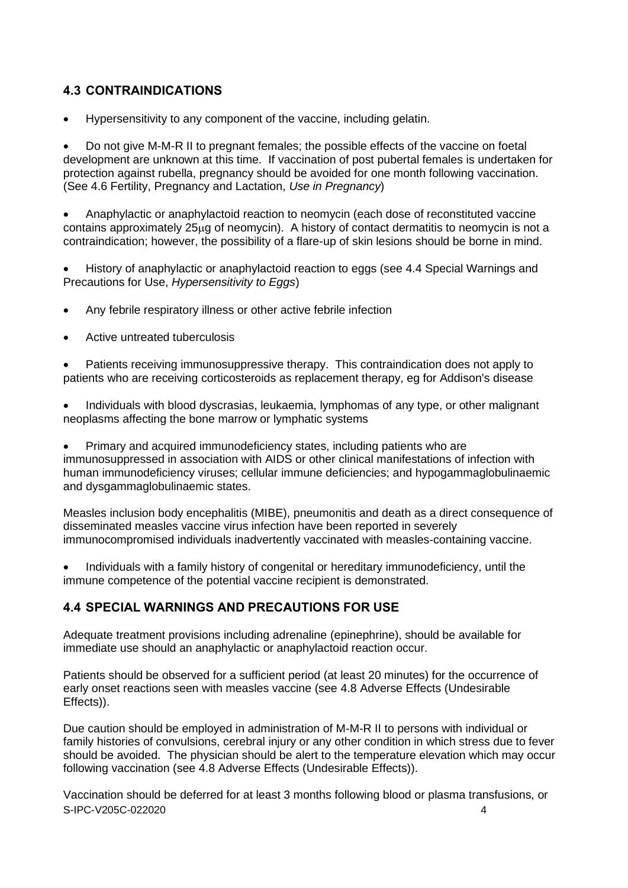## 4.3 CONTRAINDICATIONS

- Hypersensitivity to any component of the vaccine, including gelatin.
- Do not give M-M-R II to pregnant females; the possible effects of the vaccine on foetal development are unknown at this time. If vaccination of post pubertal females is undertaken for protection against rubella, pregnancy should be avoided for one month following vaccination. (See 4.6 Fertility, Pregnancy and Lactation, *Use in Pregnancy*)
- Anaphylactic or anaphylactoid reaction to neomycin (each dose of reconstituted vaccine contains approximately 25μg of neomycin). A history of contact dermatitis to neomycin is not a contraindication; however, the possibility of a flare-up of skin lesions should be borne in mind.
- History of anaphylactic or anaphylactoid reaction to eggs (see 4.4 Special Warnings and Precautions for Use, *Hypersensitivity to Eggs*)
- Any febrile respiratory illness or other active febrile infection
- Active untreated tuberculosis
- Patients receiving immunosuppressive therapy. This contraindication does not apply to patients who are receiving corticosteroids as replacement therapy, eg for Addison's disease
- Individuals with blood dyscrasias, leukaemia, lymphomas of any type, or other malignant neoplasms affecting the bone marrow or lymphatic systems
- Primary and acquired immunodeficiency states, including patients who are immunosuppressed in association with AIDS or other clinical manifestations of infection with human immunodeficiency viruses; cellular immune deficiencies; and hypogammaglobulinaemic and dysgammaglobulinaemic states.

Measles inclusion body encephalitis (MIBE), pneumonitis and death as a direct consequence of disseminated measles vaccine virus infection have been reported in severely immunocompromised individuals inadvertently vaccinated with measles-containing vaccine.

- Individuals with a family history of congenital or hereditary immunodeficiency, until the immune competence of the potential vaccine recipient is demonstrated.

## 4.4 SPECIAL WARNINGS AND PRECAUTIONS FOR USE

Adequate treatment provisions including adrenaline (epinephrine), should be available for immediate use should an anaphylactic or anaphylactoid reaction occur.

Patients should be observed for a sufficient period (at least 20 minutes) for the occurrence of early onset reactions seen with measles vaccine (see 4.8 Adverse Effects (Undesirable Effects)).

Due caution should be employed in administration of M-M-R II to persons with individual or family histories of convulsions, cerebral injury or any other condition in which stress due to fever should be avoided. The physician should be alert to the temperature elevation which may occur following vaccination (see 4.8 Adverse Effects (Undesirable Effects)).

Vaccination should be deferred for at least 3 months following blood or plasma transfusions, or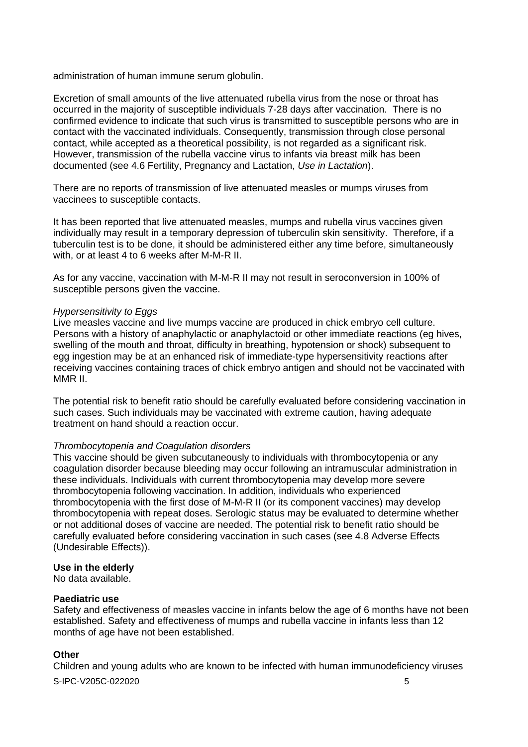administration of human immune serum globulin.

Excretion of small amounts of the live attenuated rubella virus from the nose or throat has occurred in the majority of susceptible individuals 7-28 days after vaccination. There is no confirmed evidence to indicate that such virus is transmitted to susceptible persons who are in contact with the vaccinated individuals. Consequently, transmission through close personal contact, while accepted as a theoretical possibility, is not regarded as a significant risk. However, transmission of the rubella vaccine virus to infants via breast milk has been documented (see 4.6 Fertility, Pregnancy and Lactation, *Use in Lactation*).

There are no reports of transmission of live attenuated measles or mumps viruses from vaccinees to susceptible contacts.

It has been reported that live attenuated measles, mumps and rubella virus vaccines given individually may result in a temporary depression of tuberculin skin sensitivity. Therefore, if a tuberculin test is to be done, it should be administered either any time before, simultaneously with, or at least 4 to 6 weeks after M-M-R II.

As for any vaccine, vaccination with M-M-R II may not result in seroconversion in 100% of susceptible persons given the vaccine.

*Hypersensitivity to Eggs*
Live measles vaccine and live mumps vaccine are produced in chick embryo cell culture. Persons with a history of anaphylactic or anaphylactoid or other immediate reactions (eg hives, swelling of the mouth and throat, difficulty in breathing, hypotension or shock) subsequent to egg ingestion may be at an enhanced risk of immediate-type hypersensitivity reactions after receiving vaccines containing traces of chick embryo antigen and should not be vaccinated with MMR II.

The potential risk to benefit ratio should be carefully evaluated before considering vaccination in such cases. Such individuals may be vaccinated with extreme caution, having adequate treatment on hand should a reaction occur.

*Thrombocytopenia and Coagulation disorders*
This vaccine should be given subcutaneously to individuals with thrombocytopenia or any coagulation disorder because bleeding may occur following an intramuscular administration in these individuals. Individuals with current thrombocytopenia may develop more severe thrombocytopenia following vaccination. In addition, individuals who experienced thrombocytopenia with the first dose of M-M-R II (or its component vaccines) may develop thrombocytopenia with repeat doses. Serologic status may be evaluated to determine whether or not additional doses of vaccine are needed. The potential risk to benefit ratio should be carefully evaluated before considering vaccination in such cases (see 4.8 Adverse Effects (Undesirable Effects)).

**Use in the elderly**
No data available.

**Paediatric use**
Safety and effectiveness of measles vaccine in infants below the age of 6 months have not been established. Safety and effectiveness of mumps and rubella vaccine in infants less than 12 months of age have not been established.

**Other**
Children and young adults who are known to be infected with human immunodeficiency viruses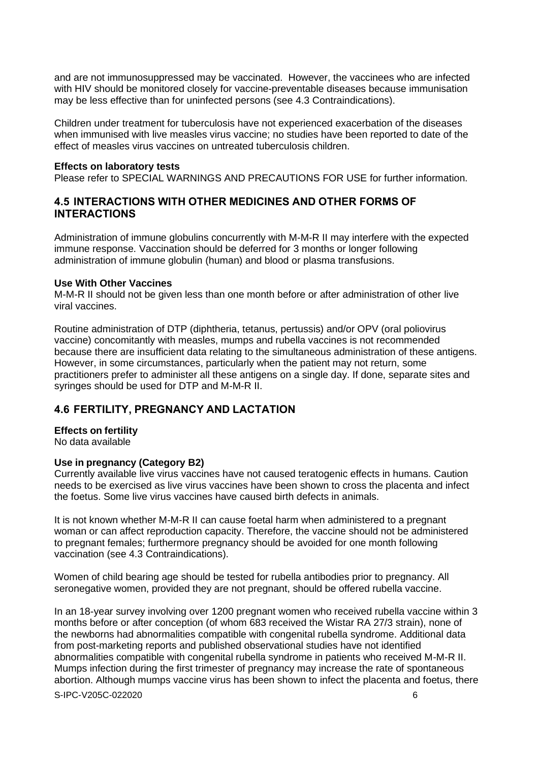and are not immunosuppressed may be vaccinated. However, the vaccinees who are infected with HIV should be monitored closely for vaccine-preventable diseases because immunisation may be less effective than for uninfected persons (see 4.3 Contraindications).

Children under treatment for tuberculosis have not experienced exacerbation of the diseases when immunised with live measles virus vaccine; no studies have been reported to date of the effect of measles virus vaccines on untreated tuberculosis children.

**Effects on laboratory tests**

Please refer to SPECIAL WARNINGS AND PRECAUTIONS FOR USE for further information.

## 4.5 INTERACTIONS WITH OTHER MEDICINES AND OTHER FORMS OF INTERACTIONS

Administration of immune globulins concurrently with M-M-R II may interfere with the expected immune response. Vaccination should be deferred for 3 months or longer following administration of immune globulin (human) and blood or plasma transfusions.

**Use With Other Vaccines**

M-M-R II should not be given less than one month before or after administration of other live viral vaccines.

Routine administration of DTP (diphtheria, tetanus, pertussis) and/or OPV (oral poliovirus vaccine) concomitantly with measles, mumps and rubella vaccines is not recommended because there are insufficient data relating to the simultaneous administration of these antigens. However, in some circumstances, particularly when the patient may not return, some practitioners prefer to administer all these antigens on a single day. If done, separate sites and syringes should be used for DTP and M-M-R II.

## 4.6 FERTILITY, PREGNANCY AND LACTATION

**Effects on fertility**

No data available

**Use in pregnancy (Category B2)**

Currently available live virus vaccines have not caused teratogenic effects in humans. Caution needs to be exercised as live virus vaccines have been shown to cross the placenta and infect the foetus. Some live virus vaccines have caused birth defects in animals.

It is not known whether M-M-R II can cause foetal harm when administered to a pregnant woman or can affect reproduction capacity. Therefore, the vaccine should not be administered to pregnant females; furthermore pregnancy should be avoided for one month following vaccination (see 4.3 Contraindications).

Women of child bearing age should be tested for rubella antibodies prior to pregnancy. All seronegative women, provided they are not pregnant, should be offered rubella vaccine.

In an 18-year survey involving over 1200 pregnant women who received rubella vaccine within 3 months before or after conception (of whom 683 received the Wistar RA 27/3 strain), none of the newborns had abnormalities compatible with congenital rubella syndrome. Additional data from post-marketing reports and published observational studies have not identified abnormalities compatible with congenital rubella syndrome in patients who received M-M-R II. Mumps infection during the first trimester of pregnancy may increase the rate of spontaneous abortion. Although mumps vaccine virus has been shown to infect the placenta and foetus, there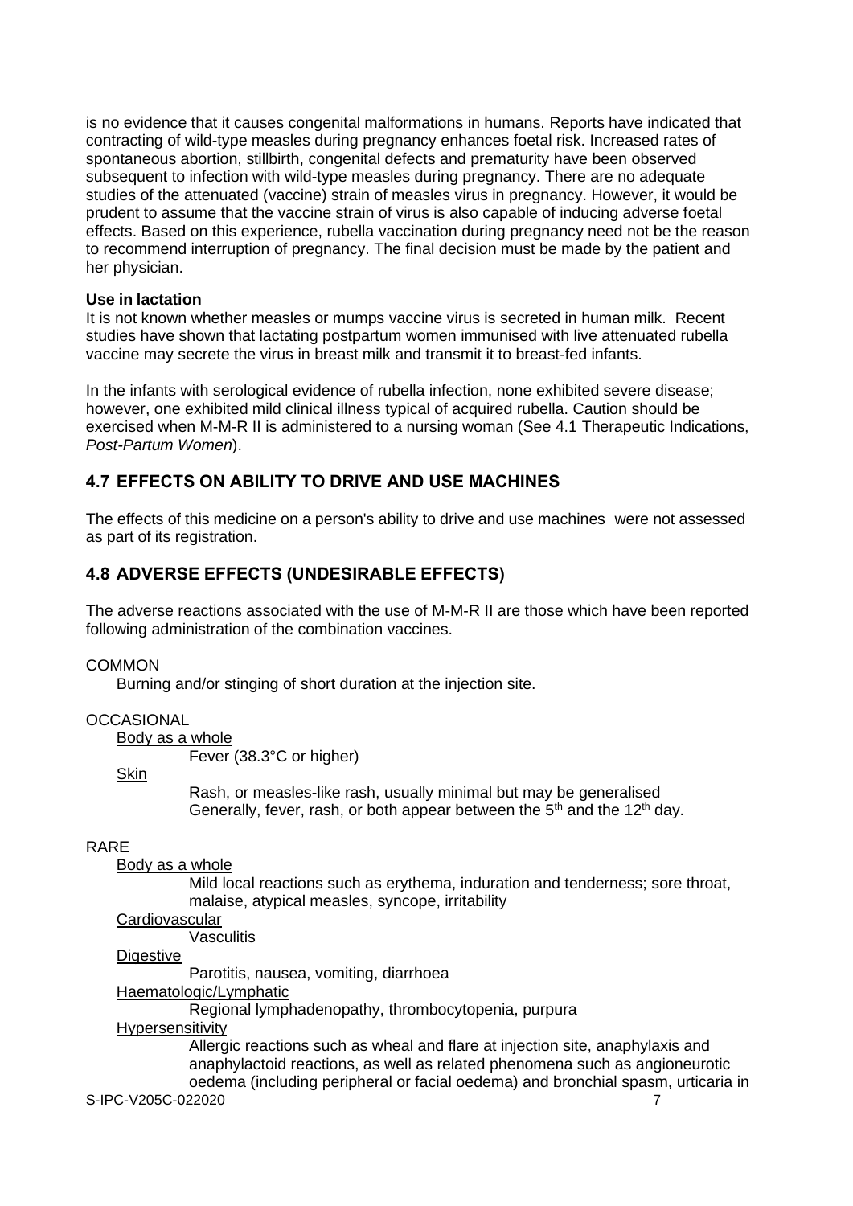is no evidence that it causes congenital malformations in humans. Reports have indicated that contracting of wild-type measles during pregnancy enhances foetal risk. Increased rates of spontaneous abortion, stillbirth, congenital defects and prematurity have been observed subsequent to infection with wild-type measles during pregnancy. There are no adequate studies of the attenuated (vaccine) strain of measles virus in pregnancy. However, it would be prudent to assume that the vaccine strain of virus is also capable of inducing adverse foetal effects. Based on this experience, rubella vaccination during pregnancy need not be the reason to recommend interruption of pregnancy. The final decision must be made by the patient and her physician.

**Use in lactation**

It is not known whether measles or mumps vaccine virus is secreted in human milk. Recent studies have shown that lactating postpartum women immunised with live attenuated rubella vaccine may secrete the virus in breast milk and transmit it to breast-fed infants.

In the infants with serological evidence of rubella infection, none exhibited severe disease; however, one exhibited mild clinical illness typical of acquired rubella. Caution should be exercised when M-M-R II is administered to a nursing woman (See 4.1 Therapeutic Indications, *Post-Partum Women*).

## 4.7 EFFECTS ON ABILITY TO DRIVE AND USE MACHINES

The effects of this medicine on a person's ability to drive and use machines were not assessed as part of its registration.

## 4.8 ADVERSE EFFECTS (UNDESIRABLE EFFECTS)

The adverse reactions associated with the use of M-M-R II are those which have been reported following administration of the combination vaccines.

COMMON

Burning and/or stinging of short duration at the injection site.

OCCASIONAL

Body as a whole

Fever (38.3°C or higher)

Skin

Rash, or measles-like rash, usually minimal but may be generalised
Generally, fever, rash, or both appear between the 5th and the 12th day.

RARE

Body as a whole

Mild local reactions such as erythema, induration and tenderness; sore throat, malaise, atypical measles, syncope, irritability

Cardiovascular

Vasculitis

Digestive

Parotitis, nausea, vomiting, diarrhoea

Haematologic/Lymphatic

Regional lymphadenopathy, thrombocytopenia, purpura

Hypersensitivity

Allergic reactions such as wheal and flare at injection site, anaphylaxis and anaphylactoid reactions, as well as related phenomena such as angioneurotic oedema (including peripheral or facial oedema) and bronchial spasm, urticaria in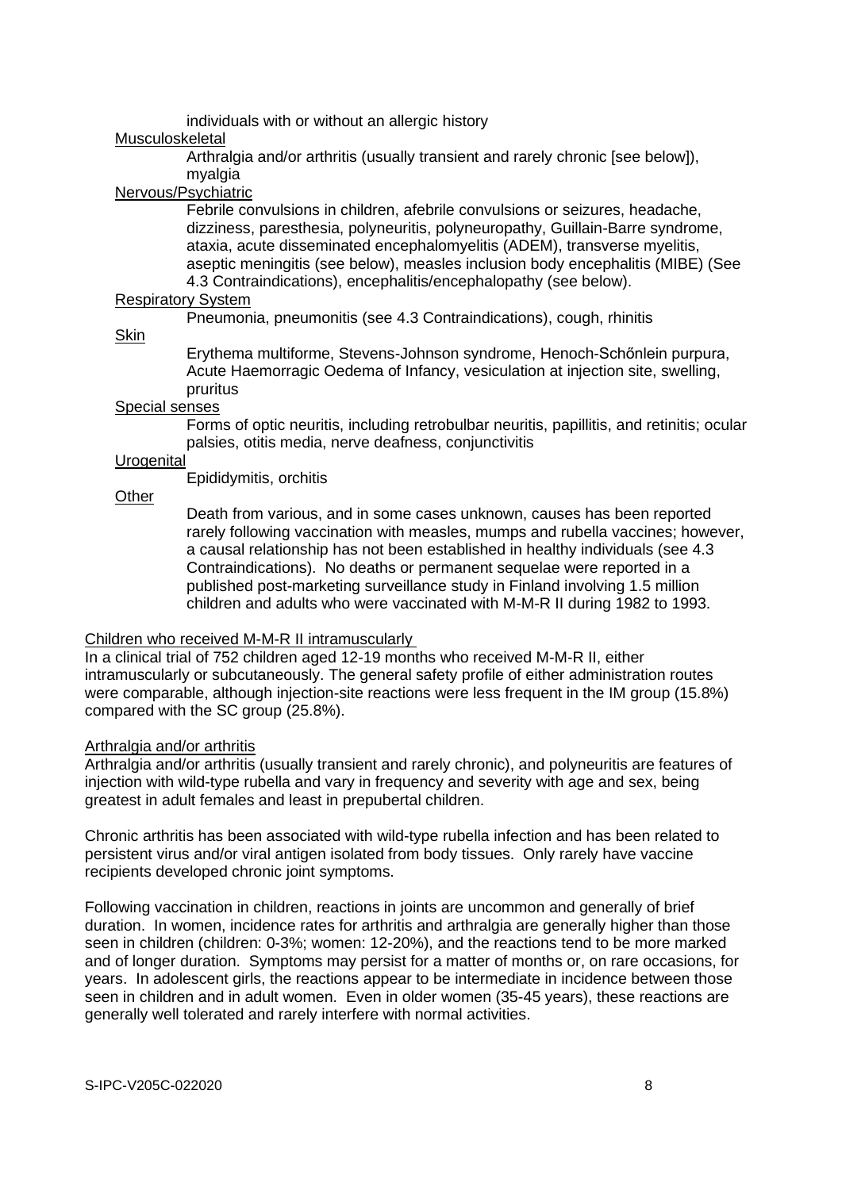individuals with or without an allergic history

Musculoskeletal

Arthralgia and/or arthritis (usually transient and rarely chronic [see below]), myalgia

Nervous/Psychiatric

Febrile convulsions in children, afebrile convulsions or seizures, headache, dizziness, paresthesia, polyneuritis, polyneuropathy, Guillain-Barre syndrome, ataxia, acute disseminated encephalomyelitis (ADEM), transverse myelitis, aseptic meningitis (see below), measles inclusion body encephalitis (MIBE) (See 4.3 Contraindications), encephalitis/encephalopathy (see below).

Respiratory System

Pneumonia, pneumonitis (see 4.3 Contraindications), cough, rhinitis

Skin

Erythema multiforme, Stevens-Johnson syndrome, Henoch-Schőnlein purpura, Acute Haemorragic Oedema of Infancy, vesiculation at injection site, swelling, pruritus

Special senses

Forms of optic neuritis, including retrobulbar neuritis, papillitis, and retinitis; ocular palsies, otitis media, nerve deafness, conjunctivitis

Urogenital

Epididymitis, orchitis

Other

Death from various, and in some cases unknown, causes has been reported rarely following vaccination with measles, mumps and rubella vaccines; however, a causal relationship has not been established in healthy individuals (see 4.3 Contraindications). No deaths or permanent sequelae were reported in a published post-marketing surveillance study in Finland involving 1.5 million children and adults who were vaccinated with M-M-R II during 1982 to 1993.

Children who received M-M-R II intramuscularly

In a clinical trial of 752 children aged 12-19 months who received M-M-R II, either intramuscularly or subcutaneously. The general safety profile of either administration routes were comparable, although injection-site reactions were less frequent in the IM group (15.8%) compared with the SC group (25.8%).

Arthralgia and/or arthritis

Arthralgia and/or arthritis (usually transient and rarely chronic), and polyneuritis are features of injection with wild-type rubella and vary in frequency and severity with age and sex, being greatest in adult females and least in prepubertal children.

Chronic arthritis has been associated with wild-type rubella infection and has been related to persistent virus and/or viral antigen isolated from body tissues. Only rarely have vaccine recipients developed chronic joint symptoms.

Following vaccination in children, reactions in joints are uncommon and generally of brief duration. In women, incidence rates for arthritis and arthralgia are generally higher than those seen in children (children: 0-3%; women: 12-20%), and the reactions tend to be more marked and of longer duration. Symptoms may persist for a matter of months or, on rare occasions, for years. In adolescent girls, the reactions appear to be intermediate in incidence between those seen in children and in adult women. Even in older women (35-45 years), these reactions are generally well tolerated and rarely interfere with normal activities.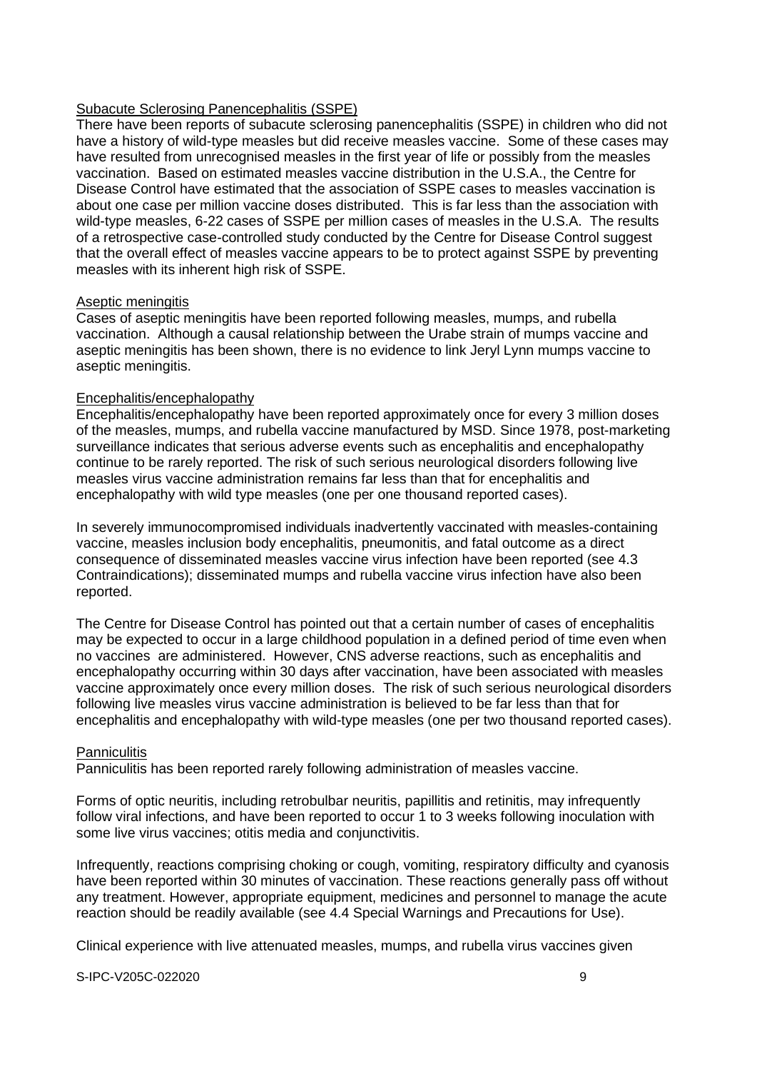Subacute Sclerosing Panencephalitis (SSPE)

There have been reports of subacute sclerosing panencephalitis (SSPE) in children who did not have a history of wild-type measles but did receive measles vaccine. Some of these cases may have resulted from unrecognised measles in the first year of life or possibly from the measles vaccination. Based on estimated measles vaccine distribution in the U.S.A., the Centre for Disease Control have estimated that the association of SSPE cases to measles vaccination is about one case per million vaccine doses distributed. This is far less than the association with wild-type measles, 6-22 cases of SSPE per million cases of measles in the U.S.A. The results of a retrospective case-controlled study conducted by the Centre for Disease Control suggest that the overall effect of measles vaccine appears to be to protect against SSPE by preventing measles with its inherent high risk of SSPE.

Aseptic meningitis

Cases of aseptic meningitis have been reported following measles, mumps, and rubella vaccination. Although a causal relationship between the Urabe strain of mumps vaccine and aseptic meningitis has been shown, there is no evidence to link Jeryl Lynn mumps vaccine to aseptic meningitis.

Encephalitis/encephalopathy

Encephalitis/encephalopathy have been reported approximately once for every 3 million doses of the measles, mumps, and rubella vaccine manufactured by MSD. Since 1978, post-marketing surveillance indicates that serious adverse events such as encephalitis and encephalopathy continue to be rarely reported. The risk of such serious neurological disorders following live measles virus vaccine administration remains far less than that for encephalitis and encephalopathy with wild type measles (one per one thousand reported cases).

In severely immunocompromised individuals inadvertently vaccinated with measles-containing vaccine, measles inclusion body encephalitis, pneumonitis, and fatal outcome as a direct consequence of disseminated measles vaccine virus infection have been reported (see 4.3 Contraindications); disseminated mumps and rubella vaccine virus infection have also been reported.

The Centre for Disease Control has pointed out that a certain number of cases of encephalitis may be expected to occur in a large childhood population in a defined period of time even when no vaccines are administered. However, CNS adverse reactions, such as encephalitis and encephalopathy occurring within 30 days after vaccination, have been associated with measles vaccine approximately once every million doses. The risk of such serious neurological disorders following live measles virus vaccine administration is believed to be far less than that for encephalitis and encephalopathy with wild-type measles (one per two thousand reported cases).

Panniculitis

Panniculitis has been reported rarely following administration of measles vaccine.

Forms of optic neuritis, including retrobulbar neuritis, papillitis and retinitis, may infrequently follow viral infections, and have been reported to occur 1 to 3 weeks following inoculation with some live virus vaccines; otitis media and conjunctivitis.

Infrequently, reactions comprising choking or cough, vomiting, respiratory difficulty and cyanosis have been reported within 30 minutes of vaccination. These reactions generally pass off without any treatment. However, appropriate equipment, medicines and personnel to manage the acute reaction should be readily available (see 4.4 Special Warnings and Precautions for Use).

Clinical experience with live attenuated measles, mumps, and rubella virus vaccines given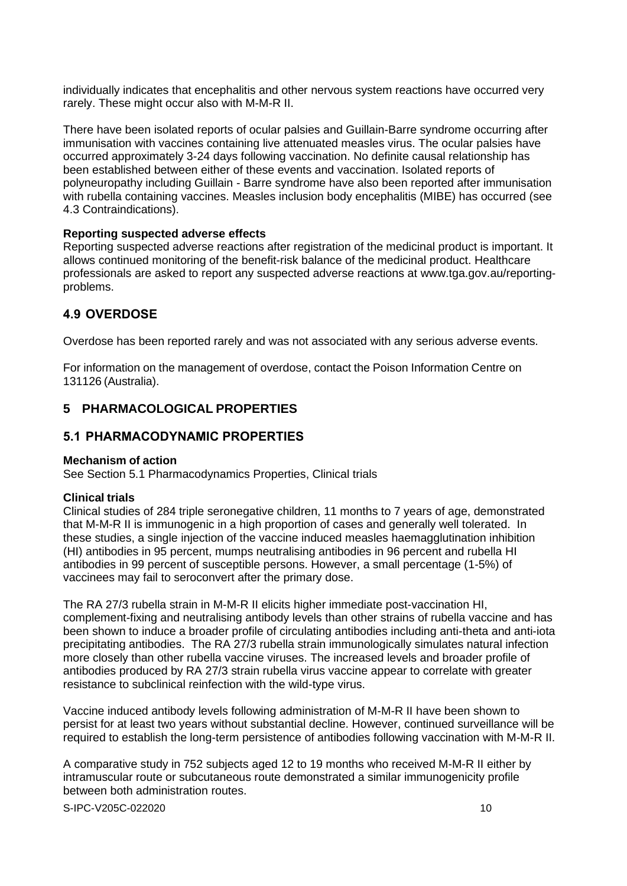individually indicates that encephalitis and other nervous system reactions have occurred very rarely. These might occur also with M-M-R II.

There have been isolated reports of ocular palsies and Guillain-Barre syndrome occurring after immunisation with vaccines containing live attenuated measles virus. The ocular palsies have occurred approximately 3-24 days following vaccination. No definite causal relationship has been established between either of these events and vaccination. Isolated reports of polyneuropathy including Guillain - Barre syndrome have also been reported after immunisation with rubella containing vaccines. Measles inclusion body encephalitis (MIBE) has occurred (see 4.3 Contraindications).

**Reporting suspected adverse effects**

Reporting suspected adverse reactions after registration of the medicinal product is important. It allows continued monitoring of the benefit-risk balance of the medicinal product. Healthcare professionals are asked to report any suspected adverse reactions at www.tga.gov.au/reporting-problems.

## 4.9 OVERDOSE

Overdose has been reported rarely and was not associated with any serious adverse events.

For information on the management of overdose, contact the Poison Information Centre on 131126 (Australia).

# 5 PHARMACOLOGICAL PROPERTIES

## 5.1 PHARMACODYNAMIC PROPERTIES

**Mechanism of action**

See Section 5.1 Pharmacodynamics Properties, Clinical trials

**Clinical trials**

Clinical studies of 284 triple seronegative children, 11 months to 7 years of age, demonstrated that M-M-R II is immunogenic in a high proportion of cases and generally well tolerated. In these studies, a single injection of the vaccine induced measles haemagglutination inhibition (HI) antibodies in 95 percent, mumps neutralising antibodies in 96 percent and rubella HI antibodies in 99 percent of susceptible persons. However, a small percentage (1-5%) of vaccinees may fail to seroconvert after the primary dose.

The RA 27/3 rubella strain in M-M-R II elicits higher immediate post-vaccination HI, complement-fixing and neutralising antibody levels than other strains of rubella vaccine and has been shown to induce a broader profile of circulating antibodies including anti-theta and anti-iota precipitating antibodies. The RA 27/3 rubella strain immunologically simulates natural infection more closely than other rubella vaccine viruses. The increased levels and broader profile of antibodies produced by RA 27/3 strain rubella virus vaccine appear to correlate with greater resistance to subclinical reinfection with the wild-type virus.

Vaccine induced antibody levels following administration of M-M-R II have been shown to persist for at least two years without substantial decline. However, continued surveillance will be required to establish the long-term persistence of antibodies following vaccination with M-M-R II.

A comparative study in 752 subjects aged 12 to 19 months who received M-M-R II either by intramuscular route or subcutaneous route demonstrated a similar immunogenicity profile between both administration routes.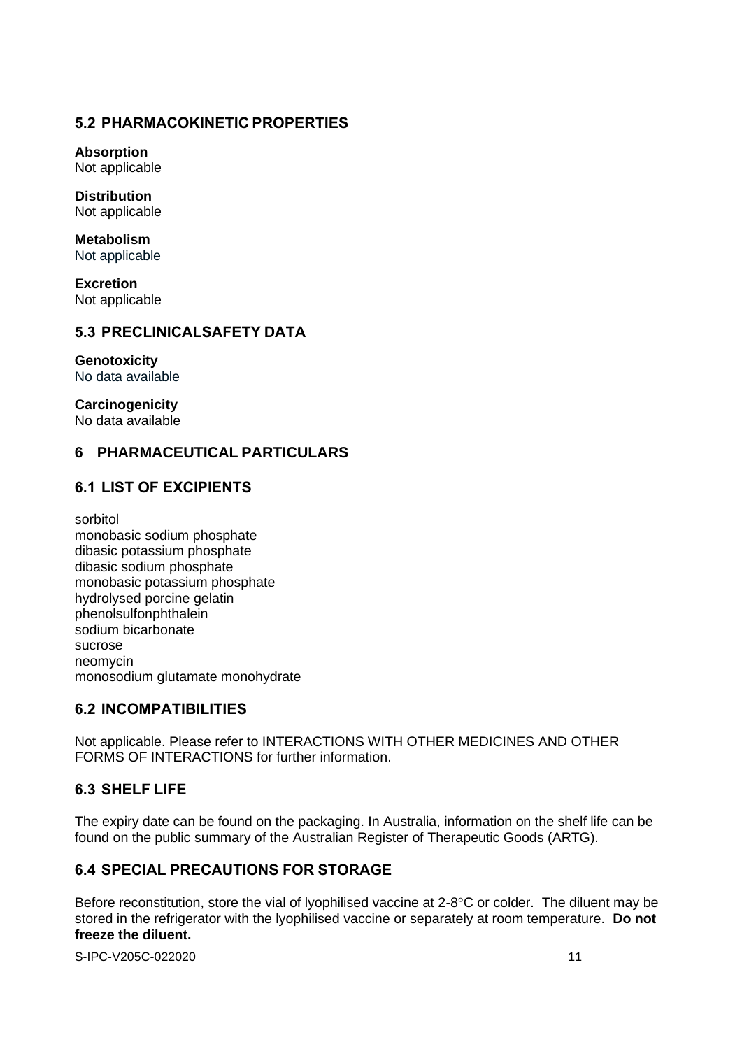## 5.2 PHARMACOKINETIC PROPERTIES

**Absorption**
Not applicable

**Distribution**
Not applicable

**Metabolism**
Not applicable

**Excretion**
Not applicable

## 5.3 PRECLINICALSAFETY DATA

**Genotoxicity**
No data available

**Carcinogenicity**
No data available

# 6 PHARMACEUTICAL PARTICULARS

## 6.1 LIST OF EXCIPIENTS

sorbitol
monobasic sodium phosphate
dibasic potassium phosphate
dibasic sodium phosphate
monobasic potassium phosphate
hydrolysed porcine gelatin
phenolsulfonphthalein
sodium bicarbonate
sucrose
neomycin
monosodium glutamate monohydrate

## 6.2 INCOMPATIBILITIES

Not applicable. Please refer to INTERACTIONS WITH OTHER MEDICINES AND OTHER FORMS OF INTERACTIONS for further information.

## 6.3 SHELF LIFE

The expiry date can be found on the packaging. In Australia, information on the shelf life can be found on the public summary of the Australian Register of Therapeutic Goods (ARTG).

## 6.4 SPECIAL PRECAUTIONS FOR STORAGE

Before reconstitution, store the vial of lyophilised vaccine at 2-8°C or colder. The diluent may be stored in the refrigerator with the lyophilised vaccine or separately at room temperature. **Do not freeze the diluent.**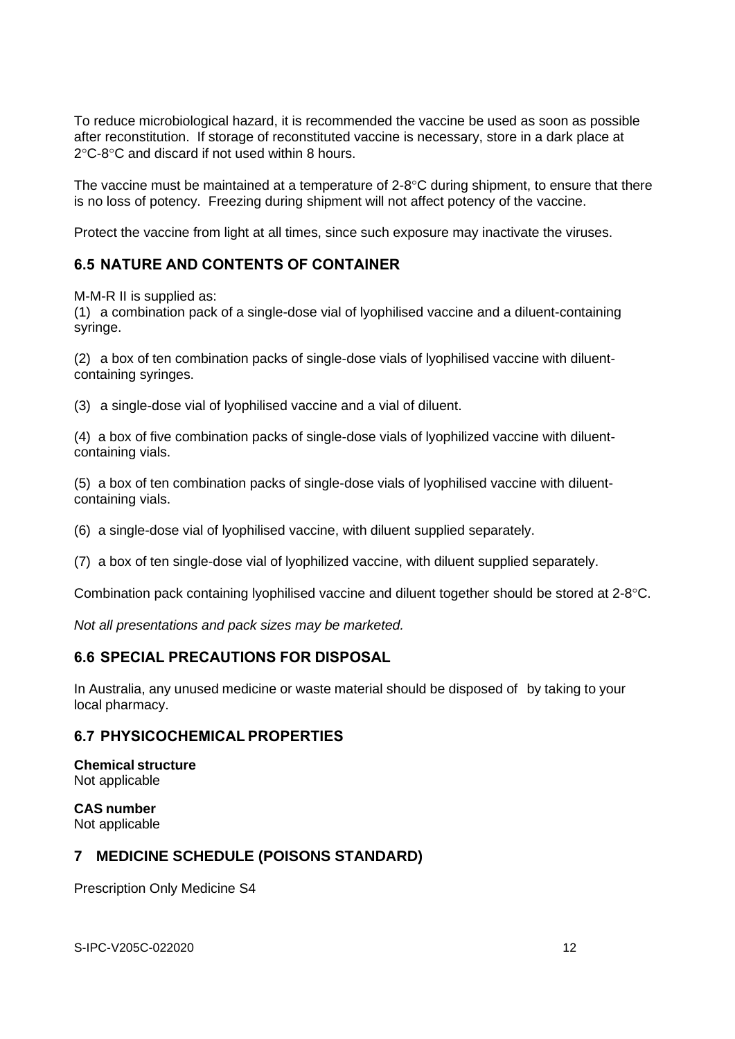To reduce microbiological hazard, it is recommended the vaccine be used as soon as possible after reconstitution. If storage of reconstituted vaccine is necessary, store in a dark place at 2°C-8°C and discard if not used within 8 hours.

The vaccine must be maintained at a temperature of 2-8°C during shipment, to ensure that there is no loss of potency. Freezing during shipment will not affect potency of the vaccine.

Protect the vaccine from light at all times, since such exposure may inactivate the viruses.

## 6.5 NATURE AND CONTENTS OF CONTAINER

M-M-R II is supplied as:

(1) a combination pack of a single-dose vial of lyophilised vaccine and a diluent-containing syringe.

(2) a box of ten combination packs of single-dose vials of lyophilised vaccine with diluent-containing syringes.

(3) a single-dose vial of lyophilised vaccine and a vial of diluent.

(4) a box of five combination packs of single-dose vials of lyophilized vaccine with diluent-containing vials.

(5) a box of ten combination packs of single-dose vials of lyophilised vaccine with diluent-containing vials.

(6) a single-dose vial of lyophilised vaccine, with diluent supplied separately.

(7) a box of ten single-dose vial of lyophilized vaccine, with diluent supplied separately.

Combination pack containing lyophilised vaccine and diluent together should be stored at 2-8°C.

*Not all presentations and pack sizes may be marketed.*

## 6.6 SPECIAL PRECAUTIONS FOR DISPOSAL

In Australia, any unused medicine or waste material should be disposed of by taking to your local pharmacy.

## 6.7 PHYSICOCHEMICAL PROPERTIES

**Chemical structure**
Not applicable

**CAS number**
Not applicable

# 7 MEDICINE SCHEDULE (POISONS STANDARD)

Prescription Only Medicine S4

S-IPC-V205C-022020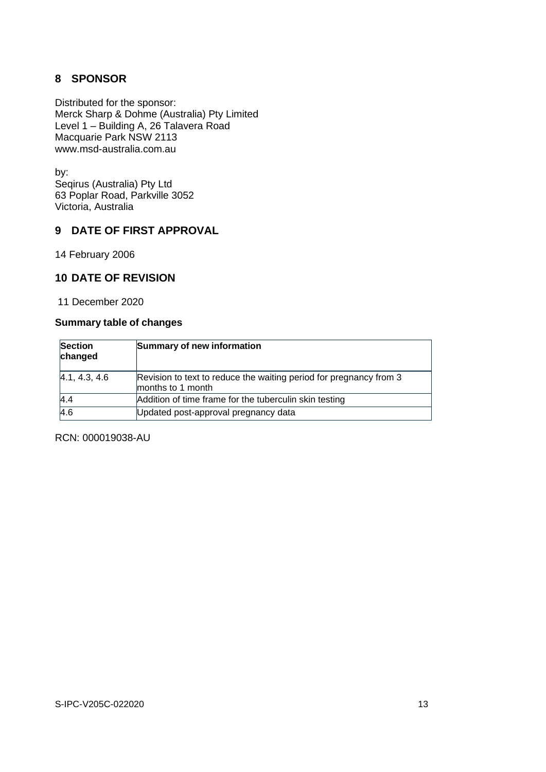## 8 SPONSOR

Distributed for the sponsor:
Merck Sharp & Dohme (Australia) Pty Limited
Level 1 – Building A, 26 Talavera Road
Macquarie Park NSW 2113
www.msd-australia.com.au

by:
Seqirus (Australia) Pty Ltd
63 Poplar Road, Parkville 3052
Victoria, Australia

## 9 DATE OF FIRST APPROVAL

14 February 2006

## 10 DATE OF REVISION

11 December 2020

### Summary table of changes

| Section changed | Summary of new information |
|---|---|
| 4.1, 4.3, 4.6 | Revision to text to reduce the waiting period for pregnancy from 3 months to 1 month |
| 4.4 | Addition of time frame for the tuberculin skin testing |
| 4.6 | Updated post-approval pregnancy data |

RCN: 000019038-AU

S-IPC-V205C-022020